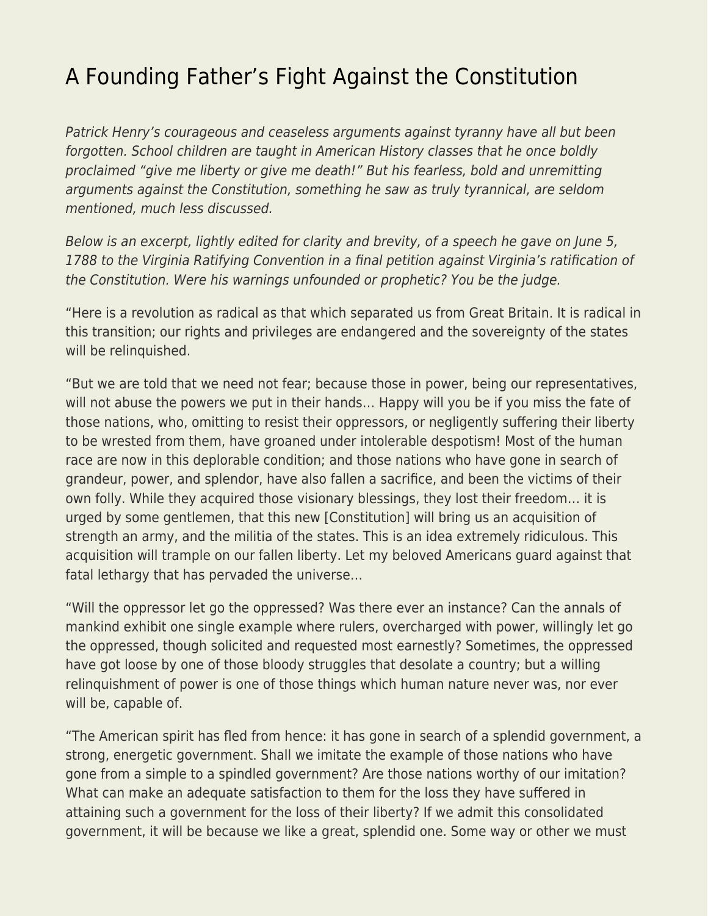# A Founding Father's Fight Against the Constitution

*Patrick Henry's courageous and ceaseless arguments against tyranny have all but been forgotten. School children are taught in American History classes that he once boldly proclaimed "give me liberty or give me death!" But his fearless, bold and unremitting arguments against the Constitution, something he saw as truly tyrannical, are seldom mentioned, much less discussed.*

*Below is an excerpt, lightly edited for clarity and brevity, of a speech he gave on June 5, 1788 to the Virginia Ratifying Convention in a final petition against Virginia's ratification of the Constitution. Were his warnings unfounded or prophetic? You be the judge.*

"Here is a revolution as radical as that which separated us from Great Britain. It is radical in this transition; our rights and privileges are endangered and the sovereignty of the states will be relinquished.

"But we are told that we need not fear; because those in power, being our representatives, will not abuse the powers we put in their hands… Happy will you be if you miss the fate of those nations, who, omitting to resist their oppressors, or negligently suffering their liberty to be wrested from them, have groaned under intolerable despotism! Most of the human race are now in this deplorable condition; and those nations who have gone in search of grandeur, power, and splendor, have also fallen a sacrifice, and been the victims of their own folly. While they acquired those visionary blessings, they lost their freedom… it is urged by some gentlemen, that this new [Constitution] will bring us an acquisition of strength an army, and the militia of the states. This is an idea extremely ridiculous. This acquisition will trample on our fallen liberty. Let my beloved Americans guard against that fatal lethargy that has pervaded the universe…

"Will the oppressor let go the oppressed? Was there ever an instance? Can the annals of mankind exhibit one single example where rulers, overcharged with power, willingly let go the oppressed, though solicited and requested most earnestly? Sometimes, the oppressed have got loose by one of those bloody struggles that desolate a country; but a willing relinquishment of power is one of those things which human nature never was, nor ever will be, capable of.

"The American spirit has fled from hence: it has gone in search of a splendid government, a strong, energetic government. Shall we imitate the example of those nations who have gone from a simple to a spindled government? Are those nations worthy of our imitation? What can make an adequate satisfaction to them for the loss they have suffered in attaining such a government for the loss of their liberty? If we admit this consolidated government, it will be because we like a great, splendid one. Some way or other we must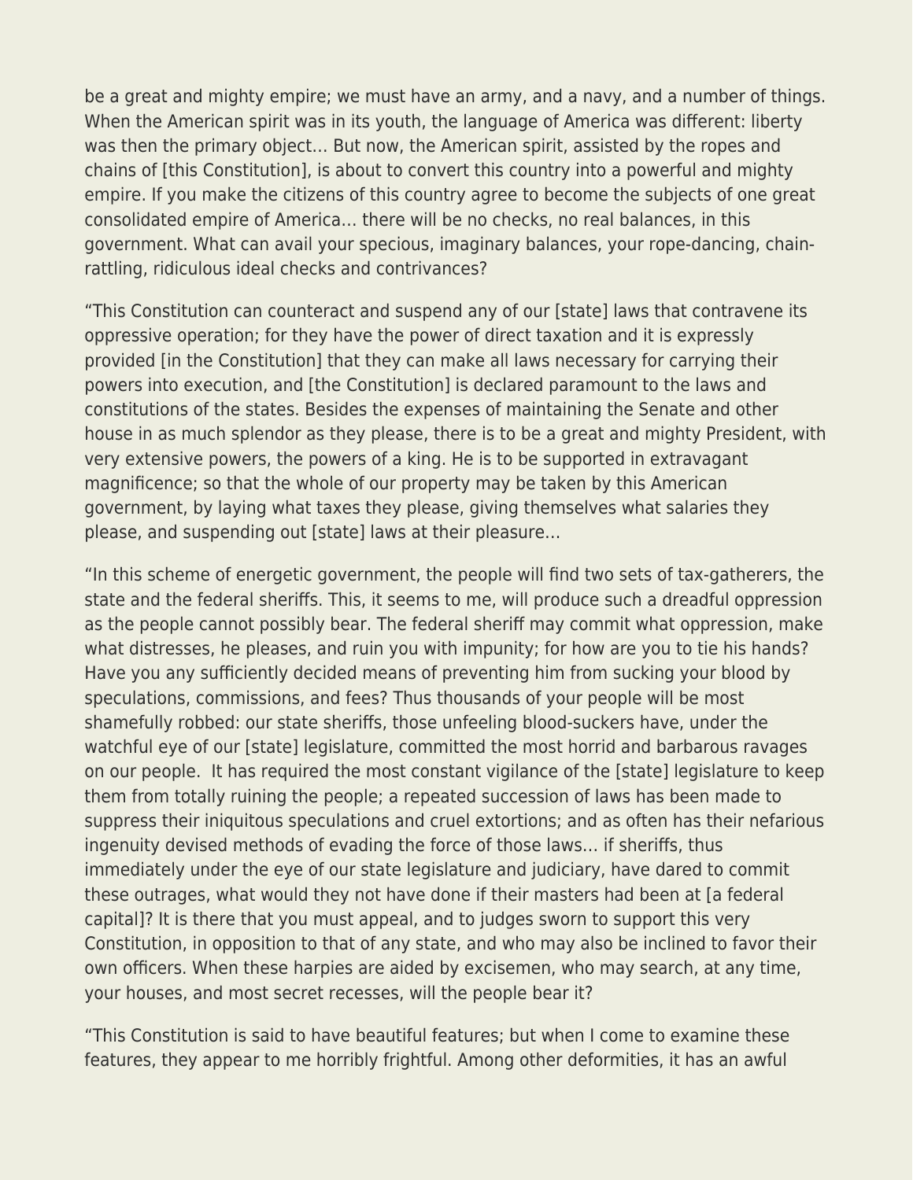be a great and mighty empire; we must have an army, and a navy, and a number of things. When the American spirit was in its youth, the language of America was different: liberty was then the primary object… But now, the American spirit, assisted by the ropes and chains of [this Constitution], is about to convert this country into a powerful and mighty empire. If you make the citizens of this country agree to become the subjects of one great consolidated empire of America… there will be no checks, no real balances, in this government. What can avail your specious, imaginary balances, your rope-dancing, chain-rattling, ridiculous ideal checks and contrivances?

"This Constitution can counteract and suspend any of our [state] laws that contravene its oppressive operation; for they have the power of direct taxation and it is expressly provided [in the Constitution] that they can make all laws necessary for carrying their powers into execution, and [the Constitution] is declared paramount to the laws and constitutions of the states. Besides the expenses of maintaining the Senate and other house in as much splendor as they please, there is to be a great and mighty President, with very extensive powers, the powers of a king. He is to be supported in extravagant magnificence; so that the whole of our property may be taken by this American government, by laying what taxes they please, giving themselves what salaries they please, and suspending out [state] laws at their pleasure…

"In this scheme of energetic government, the people will find two sets of tax-gatherers, the state and the federal sheriffs. This, it seems to me, will produce such a dreadful oppression as the people cannot possibly bear. The federal sheriff may commit what oppression, make what distresses, he pleases, and ruin you with impunity; for how are you to tie his hands? Have you any sufficiently decided means of preventing him from sucking your blood by speculations, commissions, and fees? Thus thousands of your people will be most shamefully robbed: our state sheriffs, those unfeeling blood-suckers have, under the watchful eye of our [state] legislature, committed the most horrid and barbarous ravages on our people. It has required the most constant vigilance of the [state] legislature to keep them from totally ruining the people; a repeated succession of laws has been made to suppress their iniquitous speculations and cruel extortions; and as often has their nefarious ingenuity devised methods of evading the force of those laws… if sheriffs, thus immediately under the eye of our state legislature and judiciary, have dared to commit these outrages, what would they not have done if their masters had been at [a federal capital]? It is there that you must appeal, and to judges sworn to support this very Constitution, in opposition to that of any state, and who may also be inclined to favor their own officers. When these harpies are aided by excisemen, who may search, at any time, your houses, and most secret recesses, will the people bear it?

"This Constitution is said to have beautiful features; but when I come to examine these features, they appear to me horribly frightful. Among other deformities, it has an awful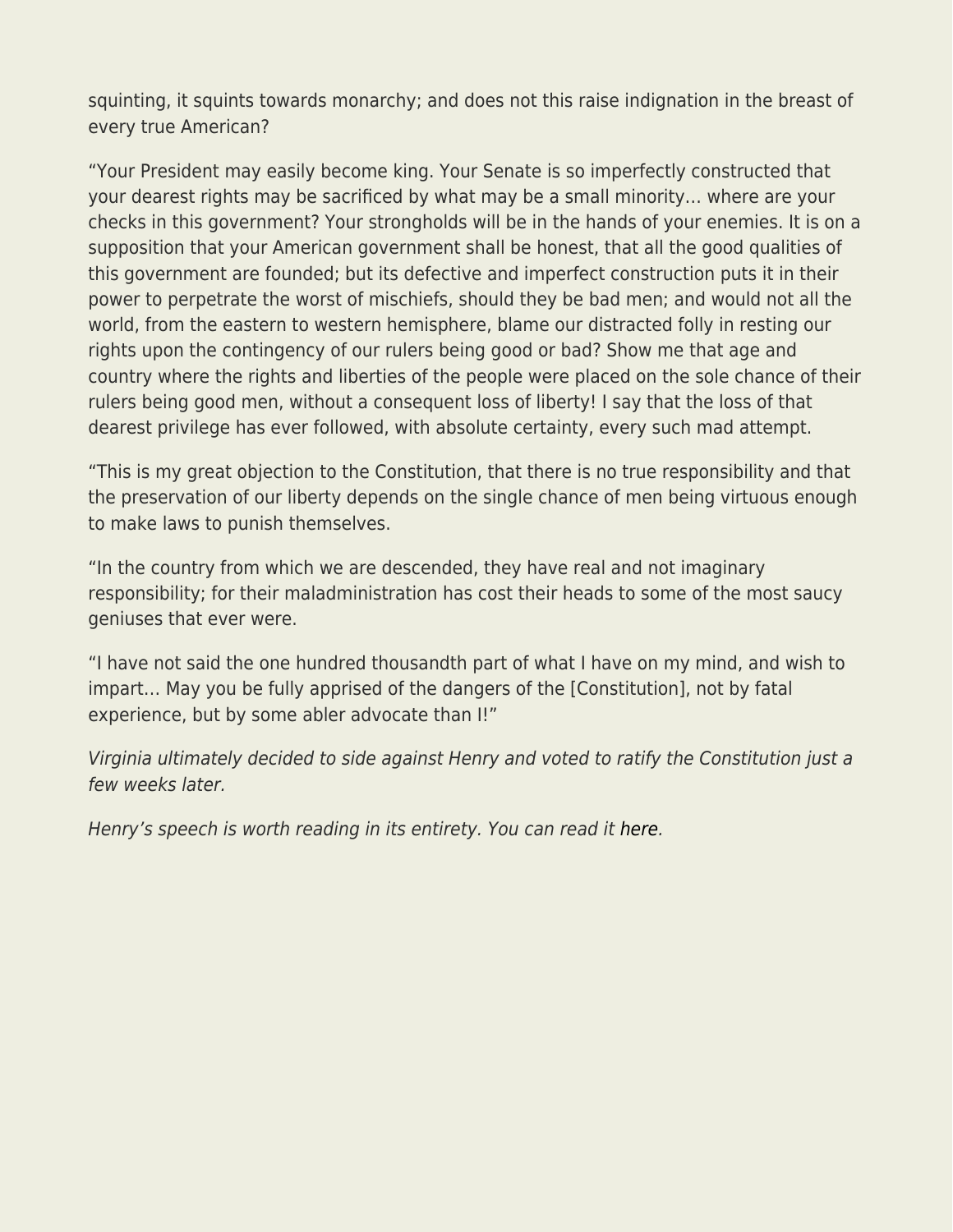squinting, it squints towards monarchy; and does not this raise indignation in the breast of every true American?

"Your President may easily become king. Your Senate is so imperfectly constructed that your dearest rights may be sacrificed by what may be a small minority… where are your checks in this government? Your strongholds will be in the hands of your enemies. It is on a supposition that your American government shall be honest, that all the good qualities of this government are founded; but its defective and imperfect construction puts it in their power to perpetrate the worst of mischiefs, should they be bad men; and would not all the world, from the eastern to western hemisphere, blame our distracted folly in resting our rights upon the contingency of our rulers being good or bad? Show me that age and country where the rights and liberties of the people were placed on the sole chance of their rulers being good men, without a consequent loss of liberty! I say that the loss of that dearest privilege has ever followed, with absolute certainty, every such mad attempt.

"This is my great objection to the Constitution, that there is no true responsibility and that the preservation of our liberty depends on the single chance of men being virtuous enough to make laws to punish themselves.

"In the country from which we are descended, they have real and not imaginary responsibility; for their maladministration has cost their heads to some of the most saucy geniuses that ever were.

"I have not said the one hundred thousandth part of what I have on my mind, and wish to impart… May you be fully apprised of the dangers of the [Constitution], not by fatal experience, but by some abler advocate than I!"

*Virginia ultimately decided to side against Henry and voted to ratify the Constitution just a few weeks later.*

*Henry's speech is worth reading in its entirety. You can read it here.*